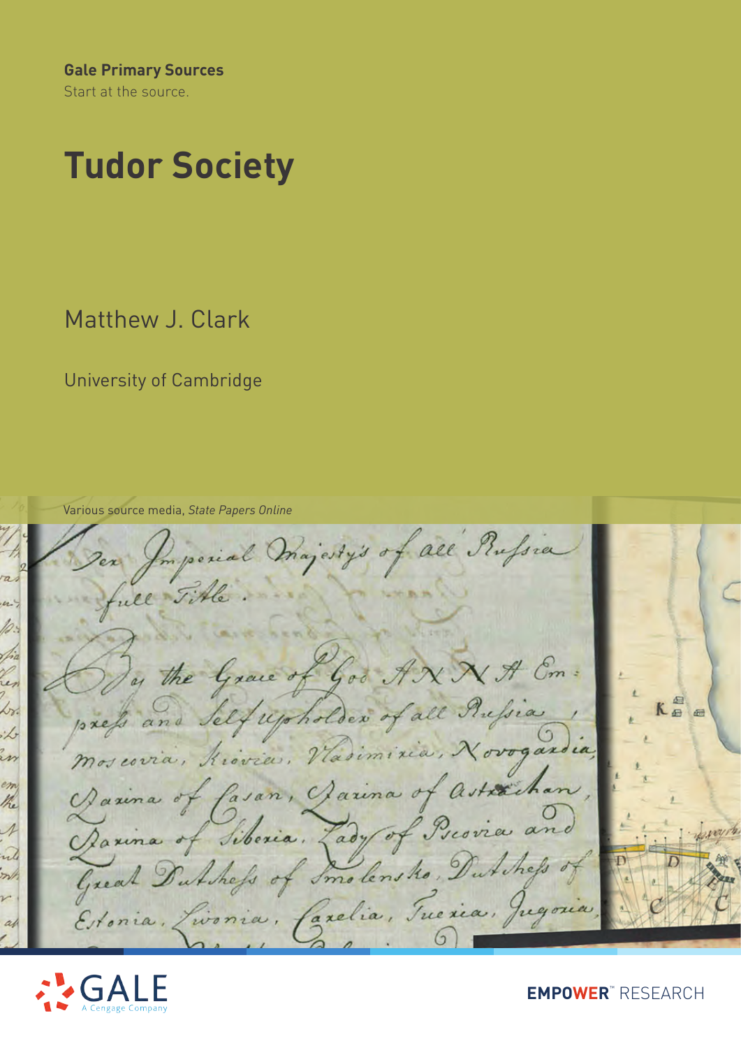**Gale Primary Sources**
Start at the source.

# Tudor Society

Matthew J. Clark

University of Cambridge

Various source media, *State Papers Online*

GALE
A Cengage Company

EMPOWER™ RESEARCH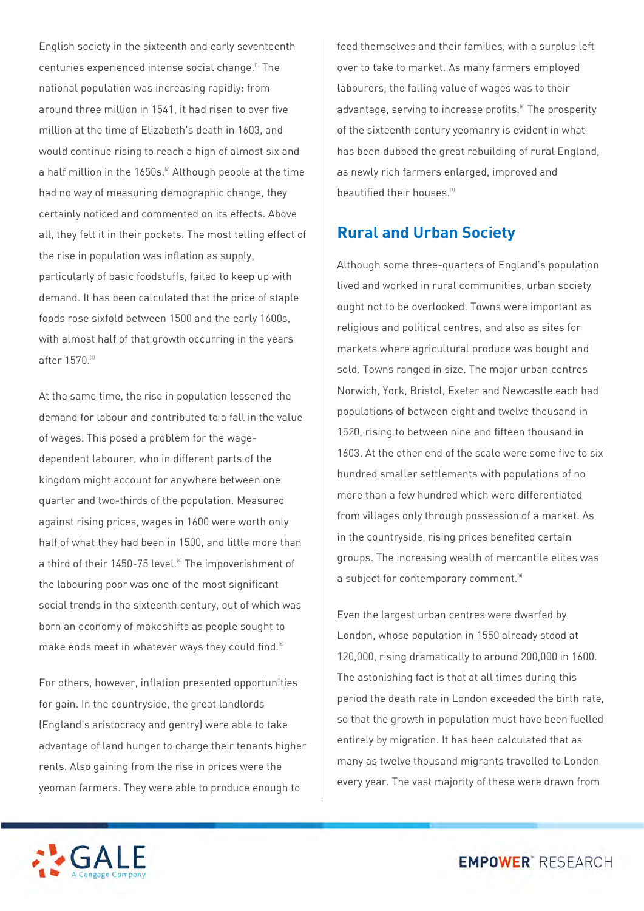English society in the sixteenth and early seventeenth centuries experienced intense social change.[1] The national population was increasing rapidly: from around three million in 1541, it had risen to over five million at the time of Elizabeth's death in 1603, and would continue rising to reach a high of almost six and a half million in the 1650s.[2] Although people at the time had no way of measuring demographic change, they certainly noticed and commented on its effects. Above all, they felt it in their pockets. The most telling effect of the rise in population was inflation as supply, particularly of basic foodstuffs, failed to keep up with demand. It has been calculated that the price of staple foods rose sixfold between 1500 and the early 1600s, with almost half of that growth occurring in the years after 1570.[3]

At the same time, the rise in population lessened the demand for labour and contributed to a fall in the value of wages. This posed a problem for the wage-dependent labourer, who in different parts of the kingdom might account for anywhere between one quarter and two-thirds of the population. Measured against rising prices, wages in 1600 were worth only half of what they had been in 1500, and little more than a third of their 1450-75 level.[4] The impoverishment of the labouring poor was one of the most significant social trends in the sixteenth century, out of which was born an economy of makeshifts as people sought to make ends meet in whatever ways they could find.[5]

For others, however, inflation presented opportunities for gain. In the countryside, the great landlords (England's aristocracy and gentry) were able to take advantage of land hunger to charge their tenants higher rents. Also gaining from the rise in prices were the yeoman farmers. They were able to produce enough to feed themselves and their families, with a surplus left over to take to market. As many farmers employed labourers, the falling value of wages was to their advantage, serving to increase profits.[6] The prosperity of the sixteenth century yeomanry is evident in what has been dubbed the great rebuilding of rural England, as newly rich farmers enlarged, improved and beautified their houses.[7]

## Rural and Urban Society

Although some three-quarters of England's population lived and worked in rural communities, urban society ought not to be overlooked. Towns were important as religious and political centres, and also as sites for markets where agricultural produce was bought and sold. Towns ranged in size. The major urban centres Norwich, York, Bristol, Exeter and Newcastle each had populations of between eight and twelve thousand in 1520, rising to between nine and fifteen thousand in 1603. At the other end of the scale were some five to six hundred smaller settlements with populations of no more than a few hundred which were differentiated from villages only through possession of a market. As in the countryside, rising prices benefited certain groups. The increasing wealth of mercantile elites was a subject for contemporary comment.[8]

Even the largest urban centres were dwarfed by London, whose population in 1550 already stood at 120,000, rising dramatically to around 200,000 in 1600. The astonishing fact is that at all times during this period the death rate in London exceeded the birth rate, so that the growth in population must have been fuelled entirely by migration. It has been calculated that as many as twelve thousand migrants travelled to London every year. The vast majority of these were drawn from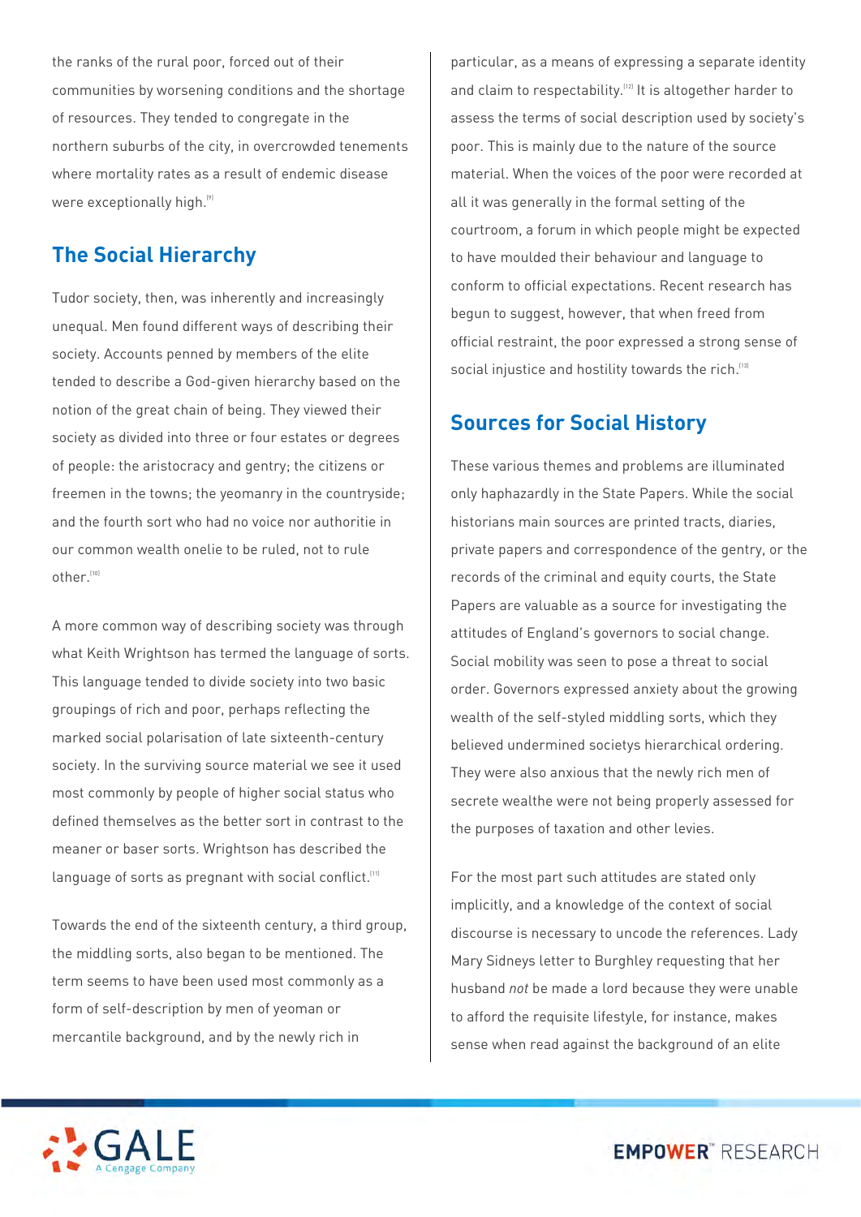the ranks of the rural poor, forced out of their communities by worsening conditions and the shortage of resources. They tended to congregate in the northern suburbs of the city, in overcrowded tenements where mortality rates as a result of endemic disease were exceptionally high.[9]

## The Social Hierarchy

Tudor society, then, was inherently and increasingly unequal. Men found different ways of describing their society. Accounts penned by members of the elite tended to describe a God-given hierarchy based on the notion of the great chain of being. They viewed their society as divided into three or four estates or degrees of people: the aristocracy and gentry; the citizens or freemen in the towns; the yeomanry in the countryside; and the fourth sort who had no voice nor authoritie in our common wealth onelie to be ruled, not to rule other.[10]

A more common way of describing society was through what Keith Wrightson has termed the language of sorts. This language tended to divide society into two basic groupings of rich and poor, perhaps reflecting the marked social polarisation of late sixteenth-century society. In the surviving source material we see it used most commonly by people of higher social status who defined themselves as the better sort in contrast to the meaner or baser sorts. Wrightson has described the language of sorts as pregnant with social conflict.[11]

Towards the end of the sixteenth century, a third group, the middling sorts, also began to be mentioned. The term seems to have been used most commonly as a form of self-description by men of yeoman or mercantile background, and by the newly rich in particular, as a means of expressing a separate identity and claim to respectability.[12] It is altogether harder to assess the terms of social description used by society's poor. This is mainly due to the nature of the source material. When the voices of the poor were recorded at all it was generally in the formal setting of the courtroom, a forum in which people might be expected to have moulded their behaviour and language to conform to official expectations. Recent research has begun to suggest, however, that when freed from official restraint, the poor expressed a strong sense of social injustice and hostility towards the rich.[13]

## Sources for Social History

These various themes and problems are illuminated only haphazardly in the State Papers. While the social historians main sources are printed tracts, diaries, private papers and correspondence of the gentry, or the records of the criminal and equity courts, the State Papers are valuable as a source for investigating the attitudes of England's governors to social change. Social mobility was seen to pose a threat to social order. Governors expressed anxiety about the growing wealth of the self-styled middling sorts, which they believed undermined societys hierarchical ordering. They were also anxious that the newly rich men of secrete wealthe were not being properly assessed for the purposes of taxation and other levies.

For the most part such attitudes are stated only implicitly, and a knowledge of the context of social discourse is necessary to uncode the references. Lady Mary Sidneys letter to Burghley requesting that her husband *not* be made a lord because they were unable to afford the requisite lifestyle, for instance, makes sense when read against the background of an elite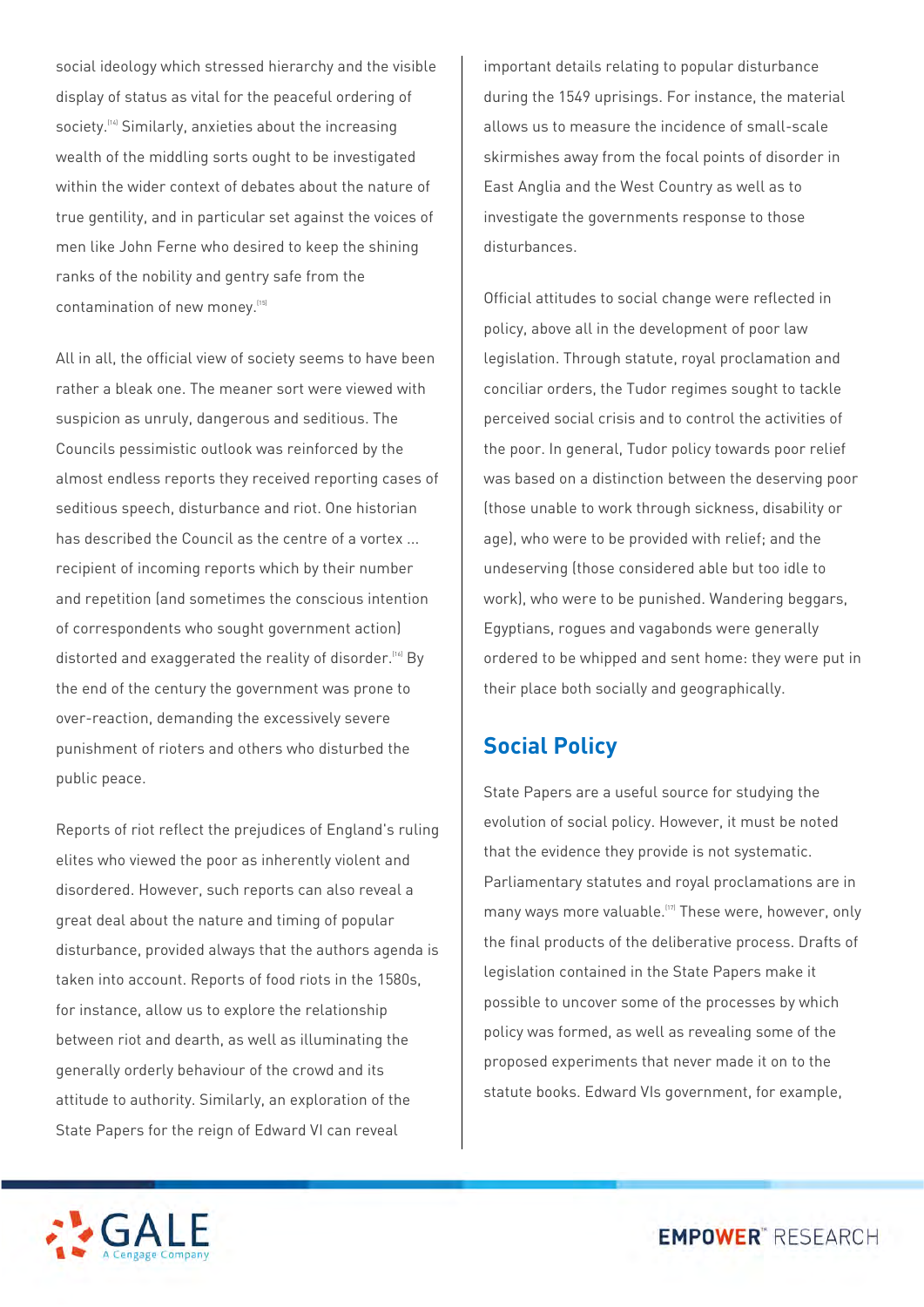social ideology which stressed hierarchy and the visible display of status as vital for the peaceful ordering of society.[14] Similarly, anxieties about the increasing wealth of the middling sorts ought to be investigated within the wider context of debates about the nature of true gentility, and in particular set against the voices of men like John Ferne who desired to keep the shining ranks of the nobility and gentry safe from the contamination of new money.[15]

All in all, the official view of society seems to have been rather a bleak one. The meaner sort were viewed with suspicion as unruly, dangerous and seditious. The Councils pessimistic outlook was reinforced by the almost endless reports they received reporting cases of seditious speech, disturbance and riot. One historian has described the Council as the centre of a vortex ... recipient of incoming reports which by their number and repetition (and sometimes the conscious intention of correspondents who sought government action) distorted and exaggerated the reality of disorder.[16] By the end of the century the government was prone to over-reaction, demanding the excessively severe punishment of rioters and others who disturbed the public peace.

Reports of riot reflect the prejudices of England's ruling elites who viewed the poor as inherently violent and disordered. However, such reports can also reveal a great deal about the nature and timing of popular disturbance, provided always that the authors agenda is taken into account. Reports of food riots in the 1580s, for instance, allow us to explore the relationship between riot and dearth, as well as illuminating the generally orderly behaviour of the crowd and its attitude to authority. Similarly, an exploration of the State Papers for the reign of Edward VI can reveal important details relating to popular disturbance during the 1549 uprisings. For instance, the material allows us to measure the incidence of small-scale skirmishes away from the focal points of disorder in East Anglia and the West Country as well as to investigate the governments response to those disturbances.

Official attitudes to social change were reflected in policy, above all in the development of poor law legislation. Through statute, royal proclamation and conciliar orders, the Tudor regimes sought to tackle perceived social crisis and to control the activities of the poor. In general, Tudor policy towards poor relief was based on a distinction between the deserving poor (those unable to work through sickness, disability or age), who were to be provided with relief; and the undeserving (those considered able but too idle to work), who were to be punished. Wandering beggars, Egyptians, rogues and vagabonds were generally ordered to be whipped and sent home: they were put in their place both socially and geographically.

## Social Policy

State Papers are a useful source for studying the evolution of social policy. However, it must be noted that the evidence they provide is not systematic. Parliamentary statutes and royal proclamations are in many ways more valuable.[17] These were, however, only the final products of the deliberative process. Drafts of legislation contained in the State Papers make it possible to uncover some of the processes by which policy was formed, as well as revealing some of the proposed experiments that never made it on to the statute books. Edward VIs government, for example,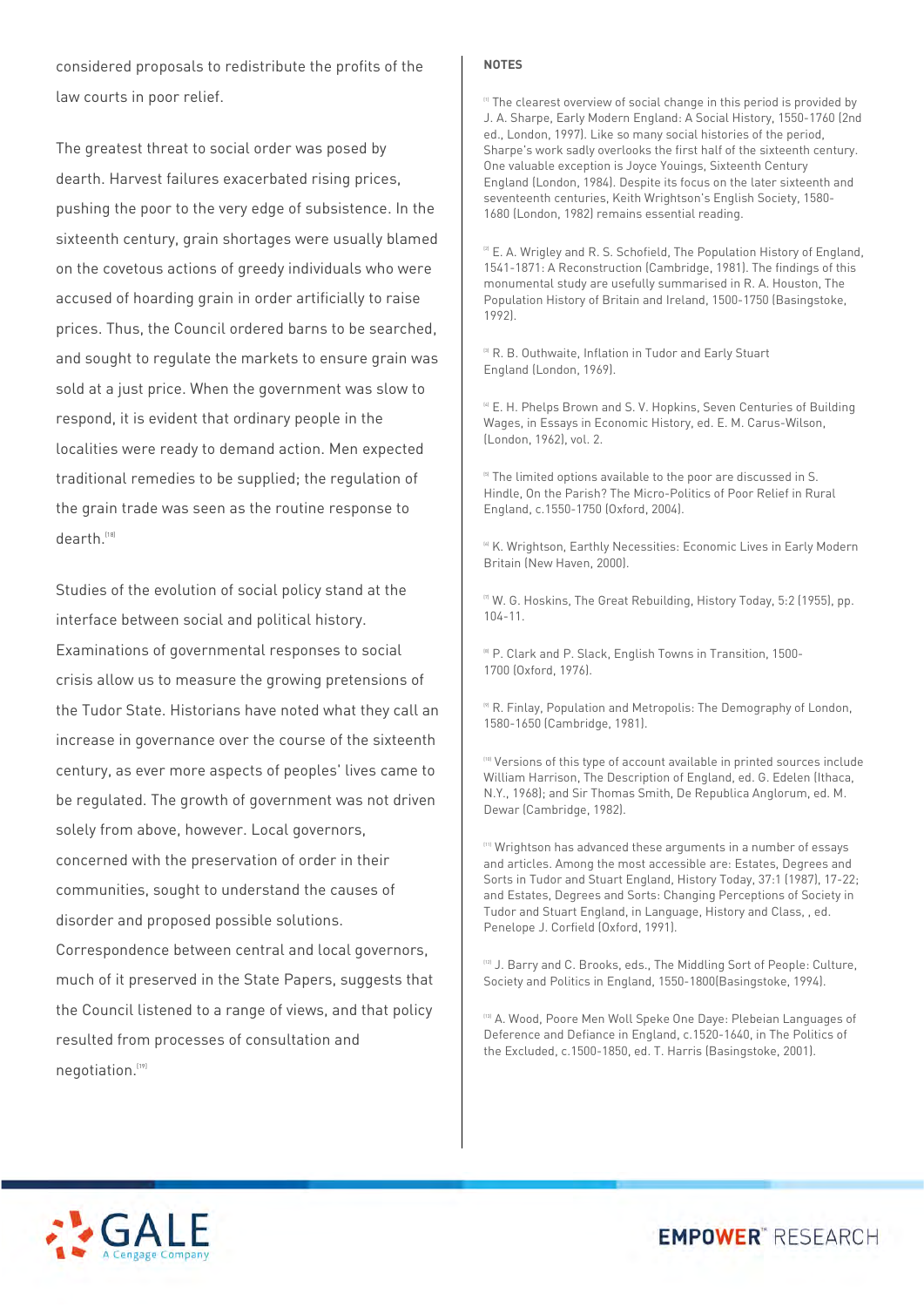considered proposals to redistribute the profits of the law courts in poor relief.

The greatest threat to social order was posed by dearth. Harvest failures exacerbated rising prices, pushing the poor to the very edge of subsistence. In the sixteenth century, grain shortages were usually blamed on the covetous actions of greedy individuals who were accused of hoarding grain in order artificially to raise prices. Thus, the Council ordered barns to be searched, and sought to regulate the markets to ensure grain was sold at a just price. When the government was slow to respond, it is evident that ordinary people in the localities were ready to demand action. Men expected traditional remedies to be supplied; the regulation of the grain trade was seen as the routine response to dearth.[18]

Studies of the evolution of social policy stand at the interface between social and political history. Examinations of governmental responses to social crisis allow us to measure the growing pretensions of the Tudor State. Historians have noted what they call an increase in governance over the course of the sixteenth century, as ever more aspects of peoples' lives came to be regulated. The growth of government was not driven solely from above, however. Local governors, concerned with the preservation of order in their communities, sought to understand the causes of disorder and proposed possible solutions. Correspondence between central and local governors, much of it preserved in the State Papers, suggests that the Council listened to a range of views, and that policy resulted from processes of consultation and negotiation.[19]

**NOTES**

[1] The clearest overview of social change in this period is provided by J. A. Sharpe, Early Modern England: A Social History, 1550-1760 (2nd ed., London, 1997). Like so many social histories of the period, Sharpe's work sadly overlooks the first half of the sixteenth century. One valuable exception is Joyce Youings, Sixteenth Century England (London, 1984). Despite its focus on the later sixteenth and seventeenth centuries, Keith Wrightson's English Society, 1580-1680 (London, 1982) remains essential reading.

[2] E. A. Wrigley and R. S. Schofield, The Population History of England, 1541-1871: A Reconstruction (Cambridge, 1981). The findings of this monumental study are usefully summarised in R. A. Houston, The Population History of Britain and Ireland, 1500-1750 (Basingstoke, 1992).

[3] R. B. Outhwaite, Inflation in Tudor and Early Stuart England (London, 1969).

[4] E. H. Phelps Brown and S. V. Hopkins, Seven Centuries of Building Wages, in Essays in Economic History, ed. E. M. Carus-Wilson, (London, 1962), vol. 2.

[5] The limited options available to the poor are discussed in S. Hindle, On the Parish? The Micro-Politics of Poor Relief in Rural England, c.1550-1750 (Oxford, 2004).

[6] K. Wrightson, Earthly Necessities: Economic Lives in Early Modern Britain (New Haven, 2000).

[7] W. G. Hoskins, The Great Rebuilding, History Today, 5:2 (1955), pp. 104-11.

[8] P. Clark and P. Slack, English Towns in Transition, 1500-1700 (Oxford, 1976).

[9] R. Finlay, Population and Metropolis: The Demography of London, 1580-1650 (Cambridge, 1981).

[10] Versions of this type of account available in printed sources include William Harrison, The Description of England, ed. G. Edelen (Ithaca, N.Y., 1968); and Sir Thomas Smith, De Republica Anglorum, ed. M. Dewar (Cambridge, 1982).

[11] Wrightson has advanced these arguments in a number of essays and articles. Among the most accessible are: Estates, Degrees and Sorts in Tudor and Stuart England, History Today, 37:1 (1987), 17-22; and Estates, Degrees and Sorts: Changing Perceptions of Society in Tudor and Stuart England, in Language, History and Class, , ed. Penelope J. Corfield (Oxford, 1991).

[12] J. Barry and C. Brooks, eds., The Middling Sort of People: Culture, Society and Politics in England, 1550-1800(Basingstoke, 1994).

[13] A. Wood, Poore Men Woll Speke One Daye: Plebeian Languages of Deference and Defiance in England, c.1520-1640, in The Politics of the Excluded, c.1500-1850, ed. T. Harris (Basingstoke, 2001).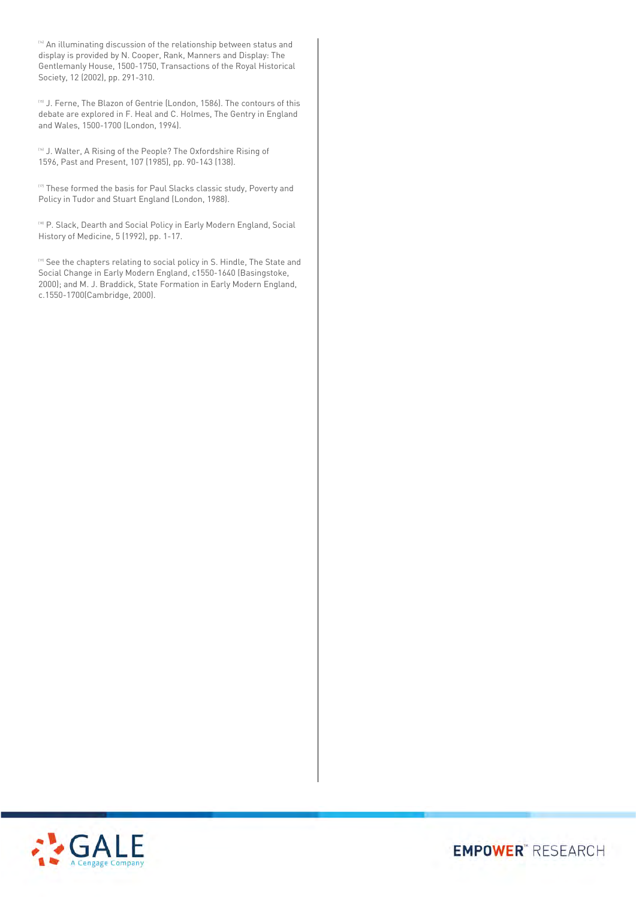[14] An illuminating discussion of the relationship between status and display is provided by N. Cooper, Rank, Manners and Display: The Gentlemanly House, 1500-1750, Transactions of the Royal Historical Society, 12 (2002), pp. 291-310.

[15] J. Ferne, The Blazon of Gentrie (London, 1586). The contours of this debate are explored in F. Heal and C. Holmes, The Gentry in England and Wales, 1500-1700 (London, 1994).

[16] J. Walter, A Rising of the People? The Oxfordshire Rising of 1596, Past and Present, 107 (1985), pp. 90-143 (138).

[17] These formed the basis for Paul Slacks classic study, Poverty and Policy in Tudor and Stuart England (London, 1988).

[18] P. Slack, Dearth and Social Policy in Early Modern England, Social History of Medicine, 5 (1992), pp. 1-17.

[19] See the chapters relating to social policy in S. Hindle, The State and Social Change in Early Modern England, c1550-1640 (Basingstoke, 2000); and M. J. Braddick, State Formation in Early Modern England, c.1550-1700(Cambridge, 2000).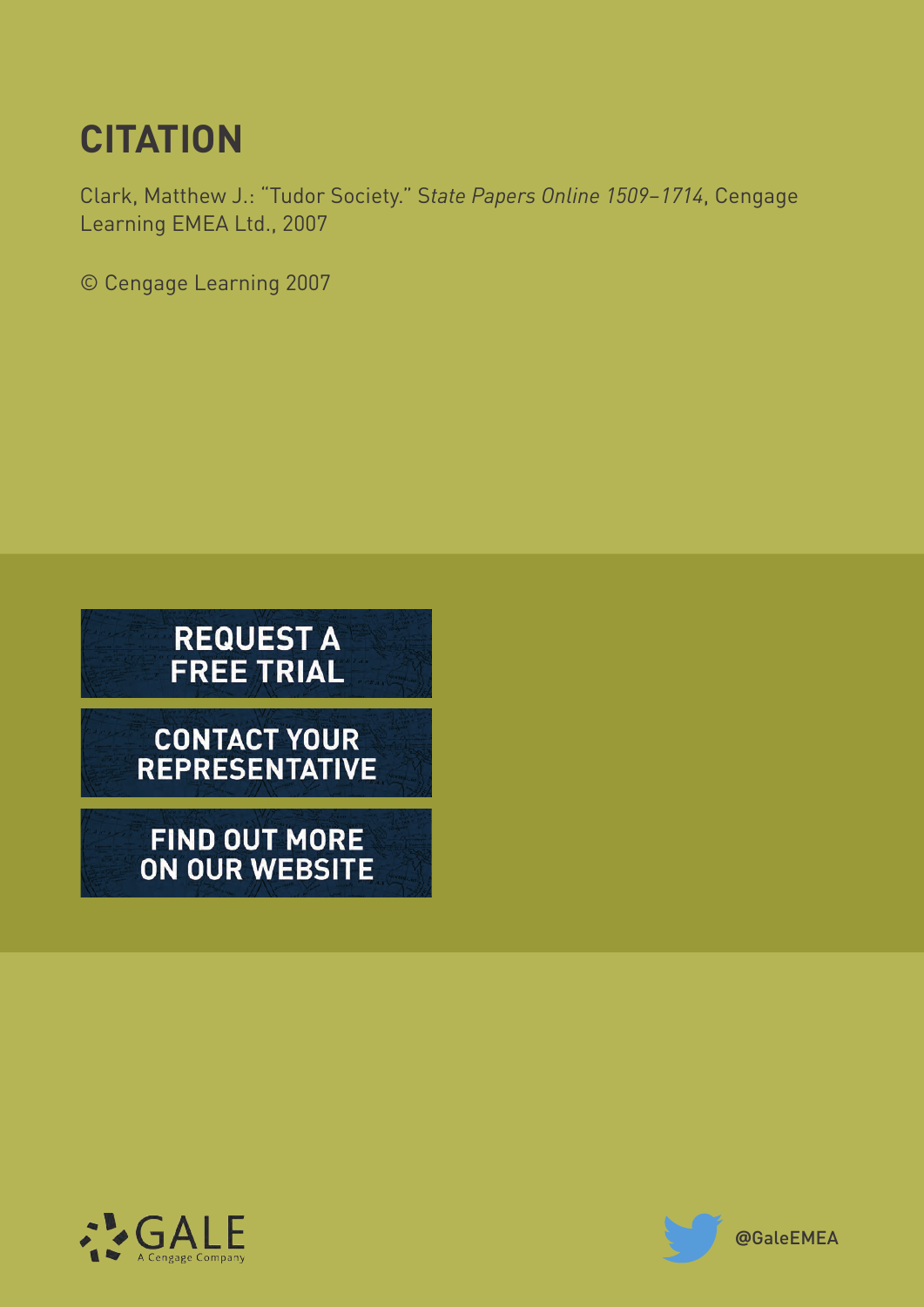# CITATION

Clark, Matthew J.: "Tudor Society." S*tate Papers Online 1509–1714*, Cengage Learning EMEA Ltd., 2007

© Cengage Learning 2007

**REQUEST A FREE TRIAL**

**CONTACT YOUR REPRESENTATIVE**

**FIND OUT MORE ON OUR WEBSITE**

GALE
A Cengage Company

@GaleEMEA